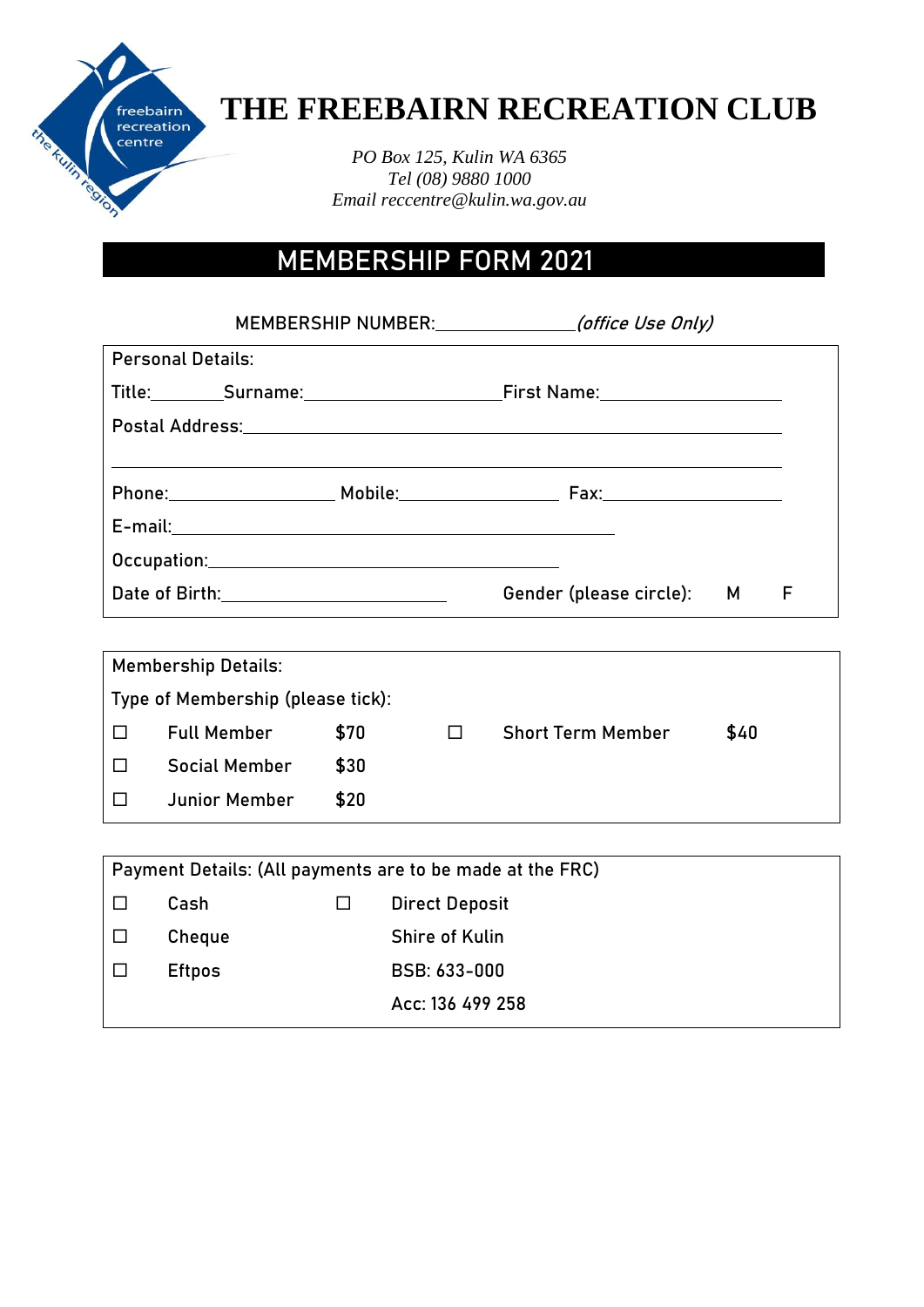# THE FREEBAIRN RECREATION CLUB

*PO Box 125, Kulin WA 6365*
*Tel (08) 9880 1000*
*Email reccentre@kulin.wa.gov.au*

## MEMBERSHIP FORM 2021

MEMBERSHIP NUMBER:_______________ *(office Use Only)*

**Personal Details:**

Title:________ Surname:_________________________ First Name:____________________

Postal Address:___________________________________________________________

__________________________________________________________________________

Phone:____________________ Mobile:____________________ Fax:____________________

E-mail:_______________________________________________

Occupation:____________________________________

Date of Birth:__________________________ Gender (please circle): M F

**Membership Details:**

Type of Membership (please tick):

| | | | | | |
|---|---|---|---|---|---|
| ☐ | Full Member | $70 | ☐ | Short Term Member | $40 |
| ☐ | Social Member | $30 | | | |
| ☐ | Junior Member | $20 | | | |

**Payment Details: (All payments are to be made at the FRC)**

| | | | |
|---|---|---|---|
| ☐ | Cash | ☐ | Direct Deposit |
| ☐ | Cheque | | Shire of Kulin |
| ☐ | Eftpos | | BSB: 633-000 |
| | | | Acc: 136 499 258 |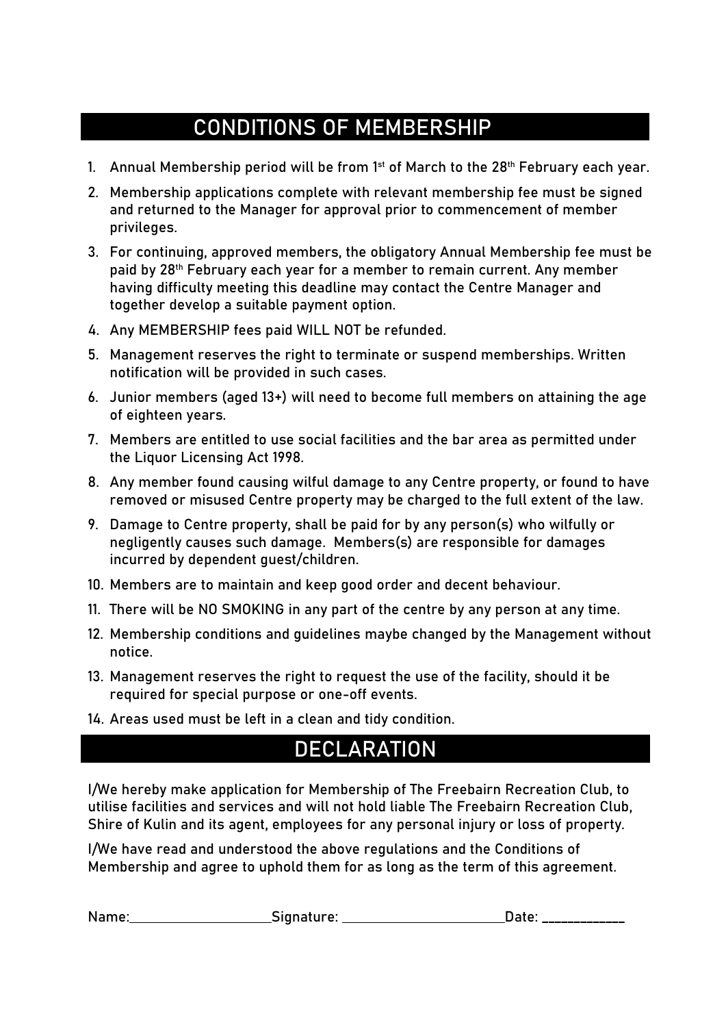## CONDITIONS OF MEMBERSHIP

1. Annual Membership period will be from 1st of March to the 28th February each year.
2. Membership applications complete with relevant membership fee must be signed and returned to the Manager for approval prior to commencement of member privileges.
3. For continuing, approved members, the obligatory Annual Membership fee must be paid by 28th February each year for a member to remain current. Any member having difficulty meeting this deadline may contact the Centre Manager and together develop a suitable payment option.
4. Any MEMBERSHIP fees paid WILL NOT be refunded.
5. Management reserves the right to terminate or suspend memberships. Written notification will be provided in such cases.
6. Junior members (aged 13+) will need to become full members on attaining the age of eighteen years.
7. Members are entitled to use social facilities and the bar area as permitted under the Liquor Licensing Act 1998.
8. Any member found causing wilful damage to any Centre property, or found to have removed or misused Centre property may be charged to the full extent of the law.
9. Damage to Centre property, shall be paid for by any person(s) who wilfully or negligently causes such damage. Members(s) are responsible for damages incurred by dependent guest/children.
10. Members are to maintain and keep good order and decent behaviour.
11. There will be NO SMOKING in any part of the centre by any person at any time.
12. Membership conditions and guidelines maybe changed by the Management without notice.
13. Management reserves the right to request the use of the facility, should it be required for special purpose or one-off events.
14. Areas used must be left in a clean and tidy condition.

## DECLARATION

I/We hereby make application for Membership of The Freebairn Recreation Club, to utilise facilities and services and will not hold liable The Freebairn Recreation Club, Shire of Kulin and its agent, employees for any personal injury or loss of property.

I/We have read and understood the above regulations and the Conditions of Membership and agree to uphold them for as long as the term of this agreement.

Name:____________________ Signature: ______________________ Date: ___________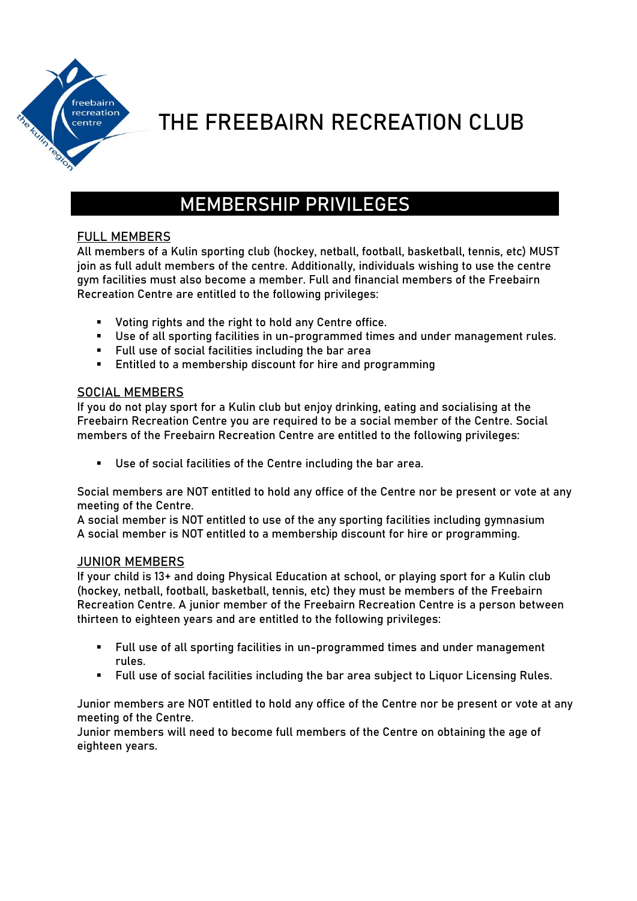# THE FREEBAIRN RECREATION CLUB

## MEMBERSHIP PRIVILEGES

### FULL MEMBERS

All members of a Kulin sporting club (hockey, netball, football, basketball, tennis, etc) MUST join as full adult members of the centre. Additionally, individuals wishing to use the centre gym facilities must also become a member. Full and financial members of the Freebairn Recreation Centre are entitled to the following privileges:

- Voting rights and the right to hold any Centre office.
- Use of all sporting facilities in un-programmed times and under management rules.
- Full use of social facilities including the bar area
- Entitled to a membership discount for hire and programming

### SOCIAL MEMBERS

If you do not play sport for a Kulin club but enjoy drinking, eating and socialising at the Freebairn Recreation Centre you are required to be a social member of the Centre. Social members of the Freebairn Recreation Centre are entitled to the following privileges:

- Use of social facilities of the Centre including the bar area.

Social members are NOT entitled to hold any office of the Centre nor be present or vote at any meeting of the Centre.
A social member is NOT entitled to use of the any sporting facilities including gymnasium
A social member is NOT entitled to a membership discount for hire or programming.

### JUNIOR MEMBERS

If your child is 13+ and doing Physical Education at school, or playing sport for a Kulin club (hockey, netball, football, basketball, tennis, etc) they must be members of the Freebairn Recreation Centre. A junior member of the Freebairn Recreation Centre is a person between thirteen to eighteen years and are entitled to the following privileges:

- Full use of all sporting facilities in un-programmed times and under management rules.
- Full use of social facilities including the bar area subject to Liquor Licensing Rules.

Junior members are NOT entitled to hold any office of the Centre nor be present or vote at any meeting of the Centre.
Junior members will need to become full members of the Centre on obtaining the age of eighteen years.